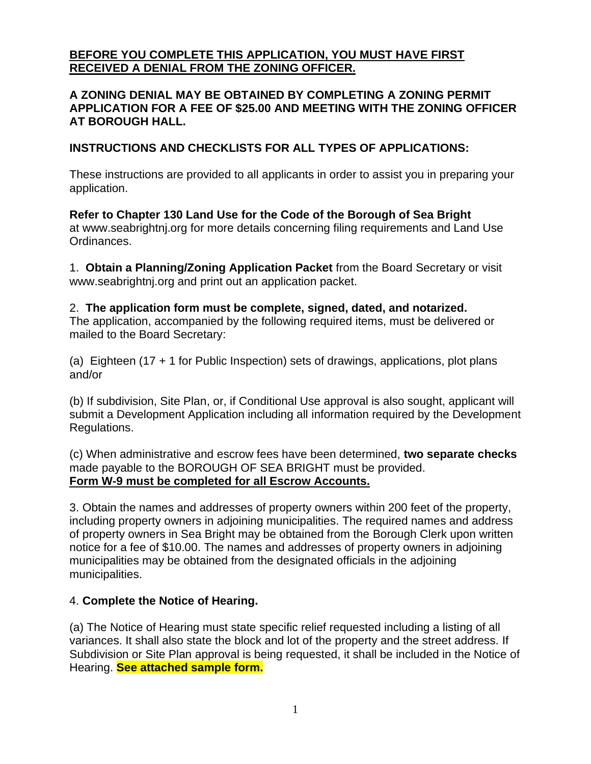**BEFORE YOU COMPLETE THIS APPLICATION, YOU MUST HAVE FIRST RECEIVED A DENIAL FROM THE ZONING OFFICER.**

**A ZONING DENIAL MAY BE OBTAINED BY COMPLETING A ZONING PERMIT APPLICATION FOR A FEE OF $25.00 AND MEETING WITH THE ZONING OFFICER AT BOROUGH HALL.**

**INSTRUCTIONS AND CHECKLISTS FOR ALL TYPES OF APPLICATIONS:**

These instructions are provided to all applicants in order to assist you in preparing your application.

**Refer to Chapter 130 Land Use for the Code of the Borough of Sea Bright** at www.seabrightnj.org for more details concerning filing requirements and Land Use Ordinances.

1. **Obtain a Planning/Zoning Application Packet** from the Board Secretary or visit www.seabrightnj.org and print out an application packet.

2. **The application form must be complete, signed, dated, and notarized.** The application, accompanied by the following required items, must be delivered or mailed to the Board Secretary:

(a) Eighteen (17 + 1 for Public Inspection) sets of drawings, applications, plot plans and/or

(b) If subdivision, Site Plan, or, if Conditional Use approval is also sought, applicant will submit a Development Application including all information required by the Development Regulations.

(c) When administrative and escrow fees have been determined, **two separate checks** made payable to the BOROUGH OF SEA BRIGHT must be provided.
**Form W-9 must be completed for all Escrow Accounts.**

3. Obtain the names and addresses of property owners within 200 feet of the property, including property owners in adjoining municipalities. The required names and address of property owners in Sea Bright may be obtained from the Borough Clerk upon written notice for a fee of $10.00. The names and addresses of property owners in adjoining municipalities may be obtained from the designated officials in the adjoining municipalities.

4. **Complete the Notice of Hearing.**

(a) The Notice of Hearing must state specific relief requested including a listing of all variances. It shall also state the block and lot of the property and the street address. If Subdivision or Site Plan approval is being requested, it shall be included in the Notice of Hearing. **See attached sample form.**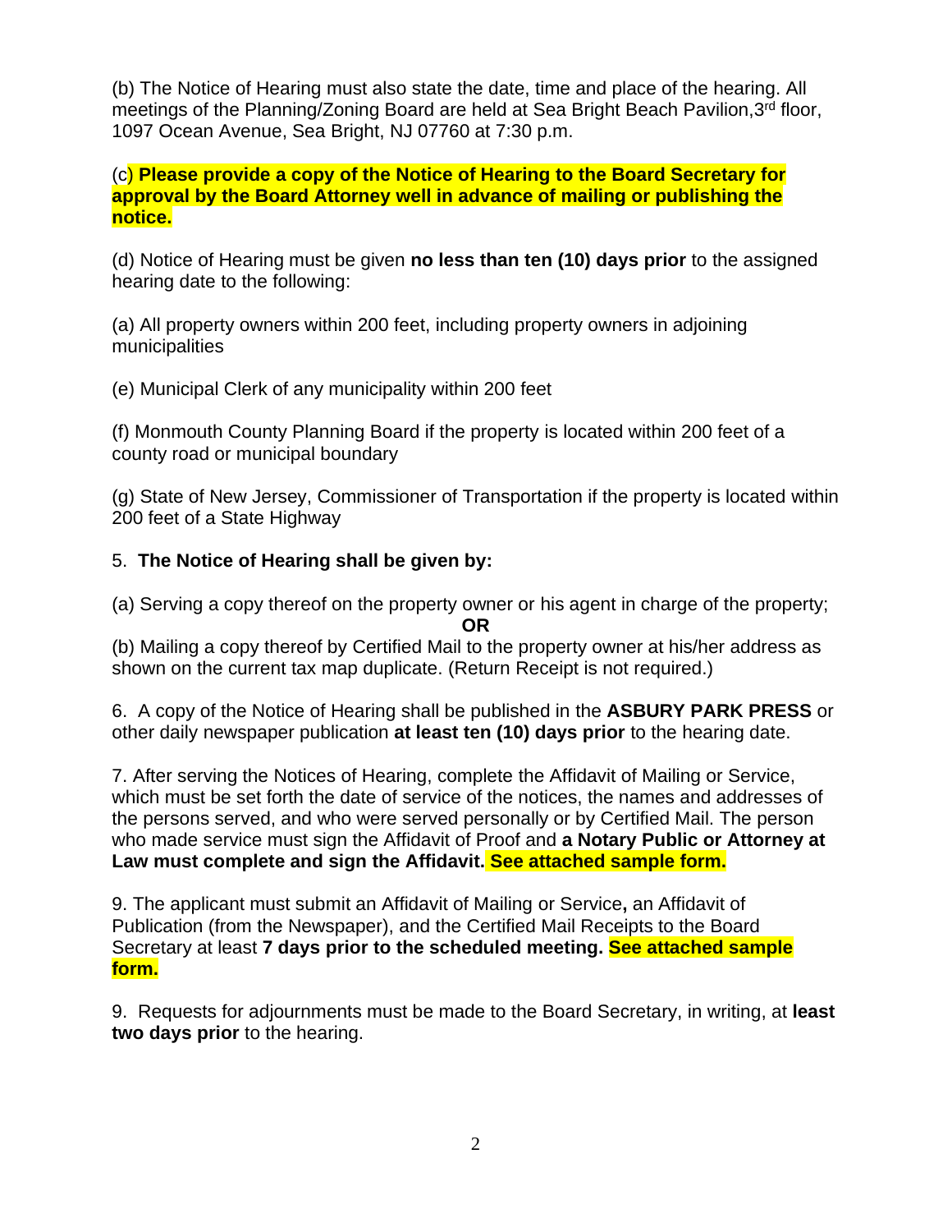(b) The Notice of Hearing must also state the date, time and place of the hearing. All meetings of the Planning/Zoning Board are held at Sea Bright Beach Pavilion,3rd floor, 1097 Ocean Avenue, Sea Bright, NJ 07760 at 7:30 p.m.

(c) **Please provide a copy of the Notice of Hearing to the Board Secretary for approval by the Board Attorney well in advance of mailing or publishing the notice.**

(d) Notice of Hearing must be given **no less than ten (10) days prior** to the assigned hearing date to the following:

(a) All property owners within 200 feet, including property owners in adjoining municipalities

(e) Municipal Clerk of any municipality within 200 feet

(f) Monmouth County Planning Board if the property is located within 200 feet of a county road or municipal boundary

(g) State of New Jersey, Commissioner of Transportation if the property is located within 200 feet of a State Highway

5. **The Notice of Hearing shall be given by:**

(a) Serving a copy thereof on the property owner or his agent in charge of the property;

**OR**

(b) Mailing a copy thereof by Certified Mail to the property owner at his/her address as shown on the current tax map duplicate. (Return Receipt is not required.)

6. A copy of the Notice of Hearing shall be published in the **ASBURY PARK PRESS** or other daily newspaper publication **at least ten (10) days prior** to the hearing date.

7. After serving the Notices of Hearing, complete the Affidavit of Mailing or Service, which must be set forth the date of service of the notices, the names and addresses of the persons served, and who were served personally or by Certified Mail. The person who made service must sign the Affidavit of Proof and **a Notary Public or Attorney at Law must complete and sign the Affidavit. See attached sample form.**

9. The applicant must submit an Affidavit of Mailing or Service**,** an Affidavit of Publication (from the Newspaper), and the Certified Mail Receipts to the Board Secretary at least **7 days prior to the scheduled meeting. See attached sample form.**

9. Requests for adjournments must be made to the Board Secretary, in writing, at **least two days prior** to the hearing.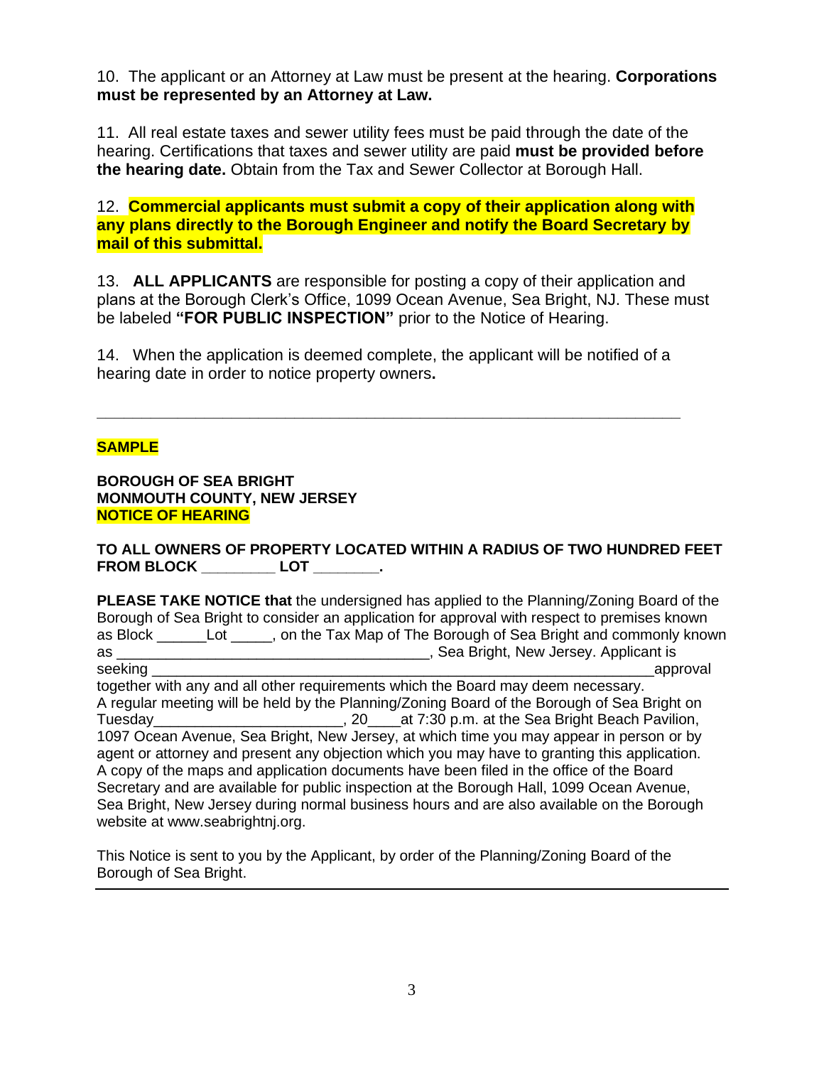10. The applicant or an Attorney at Law must be present at the hearing. **Corporations must be represented by an Attorney at Law.**

11. All real estate taxes and sewer utility fees must be paid through the date of the hearing. Certifications that taxes and sewer utility are paid **must be provided before the hearing date.** Obtain from the Tax and Sewer Collector at Borough Hall.

12. **Commercial applicants must submit a copy of their application along with any plans directly to the Borough Engineer and notify the Board Secretary by mail of this submittal.**

13. **ALL APPLICANTS** are responsible for posting a copy of their application and plans at the Borough Clerk's Office, 1099 Ocean Avenue, Sea Bright, NJ. These must be labeled **"FOR PUBLIC INSPECTION"** prior to the Notice of Hearing.

14. When the application is deemed complete, the applicant will be notified of a hearing date in order to notice property owners**.**

---

**SAMPLE**

**BOROUGH OF SEA BRIGHT**
**MONMOUTH COUNTY, NEW JERSEY**
**NOTICE OF HEARING**

**TO ALL OWNERS OF PROPERTY LOCATED WITHIN A RADIUS OF TWO HUNDRED FEET FROM BLOCK _________ LOT ________.**

**PLEASE TAKE NOTICE that** the undersigned has applied to the Planning/Zoning Board of the Borough of Sea Bright to consider an application for approval with respect to premises known as Block ______Lot _____, on the Tax Map of The Borough of Sea Bright and commonly known as _______________________________________, Sea Bright, New Jersey. Applicant is seeking _______________________________________________________________approval together with any and all other requirements which the Board may deem necessary. A regular meeting will be held by the Planning/Zoning Board of the Borough of Sea Bright on Tuesday_______________________, 20____at 7:30 p.m. at the Sea Bright Beach Pavilion, 1097 Ocean Avenue, Sea Bright, New Jersey, at which time you may appear in person or by agent or attorney and present any objection which you may have to granting this application. A copy of the maps and application documents have been filed in the office of the Board Secretary and are available for public inspection at the Borough Hall, 1099 Ocean Avenue, Sea Bright, New Jersey during normal business hours and are also available on the Borough website at www.seabrightnj.org.

This Notice is sent to you by the Applicant, by order of the Planning/Zoning Board of the Borough of Sea Bright.

---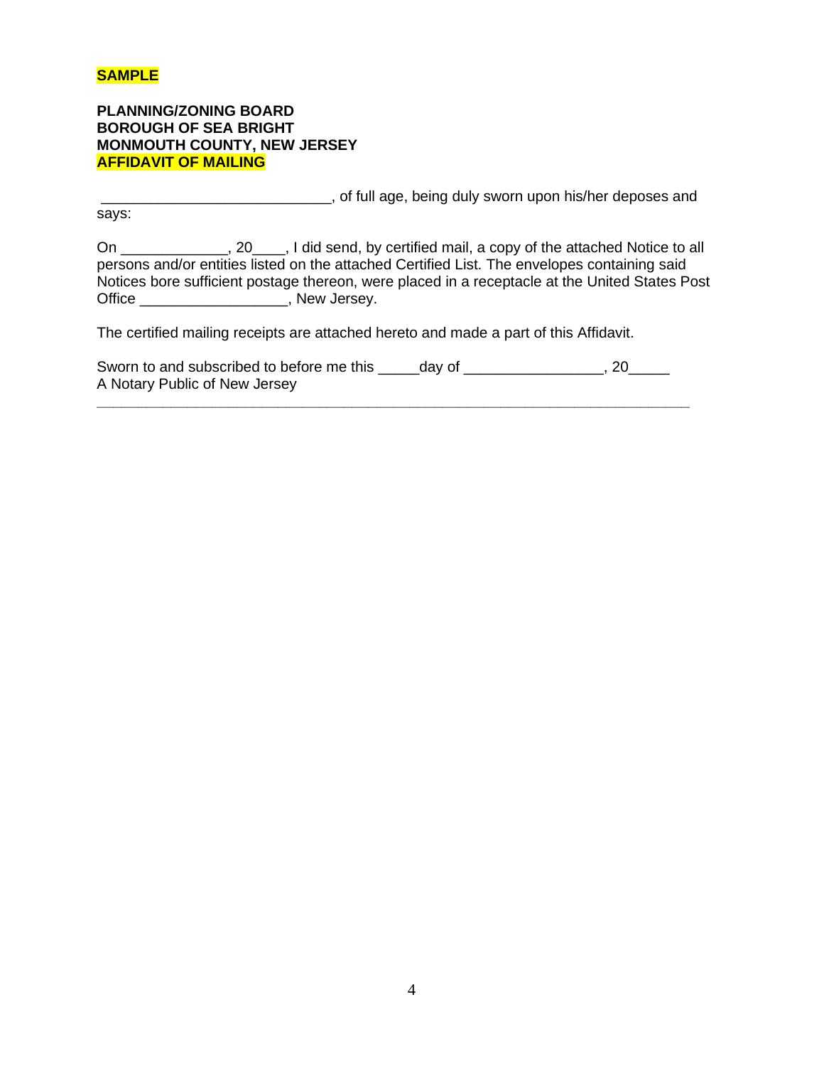**SAMPLE**

**PLANNING/ZONING BOARD**
**BOROUGH OF SEA BRIGHT**
**MONMOUTH COUNTY, NEW JERSEY**
**AFFIDAVIT OF MAILING**

____________________________, of full age, being duly sworn upon his/her deposes and says:

On _____________, 20____, I did send, by certified mail, a copy of the attached Notice to all persons and/or entities listed on the attached Certified List. The envelopes containing said Notices bore sufficient postage thereon, were placed in a receptacle at the United States Post Office __________________, New Jersey.

The certified mailing receipts are attached hereto and made a part of this Affidavit.

Sworn to and subscribed to before me this _____day of _________________, 20_____
A Notary Public of New Jersey

___________________________________________________________________________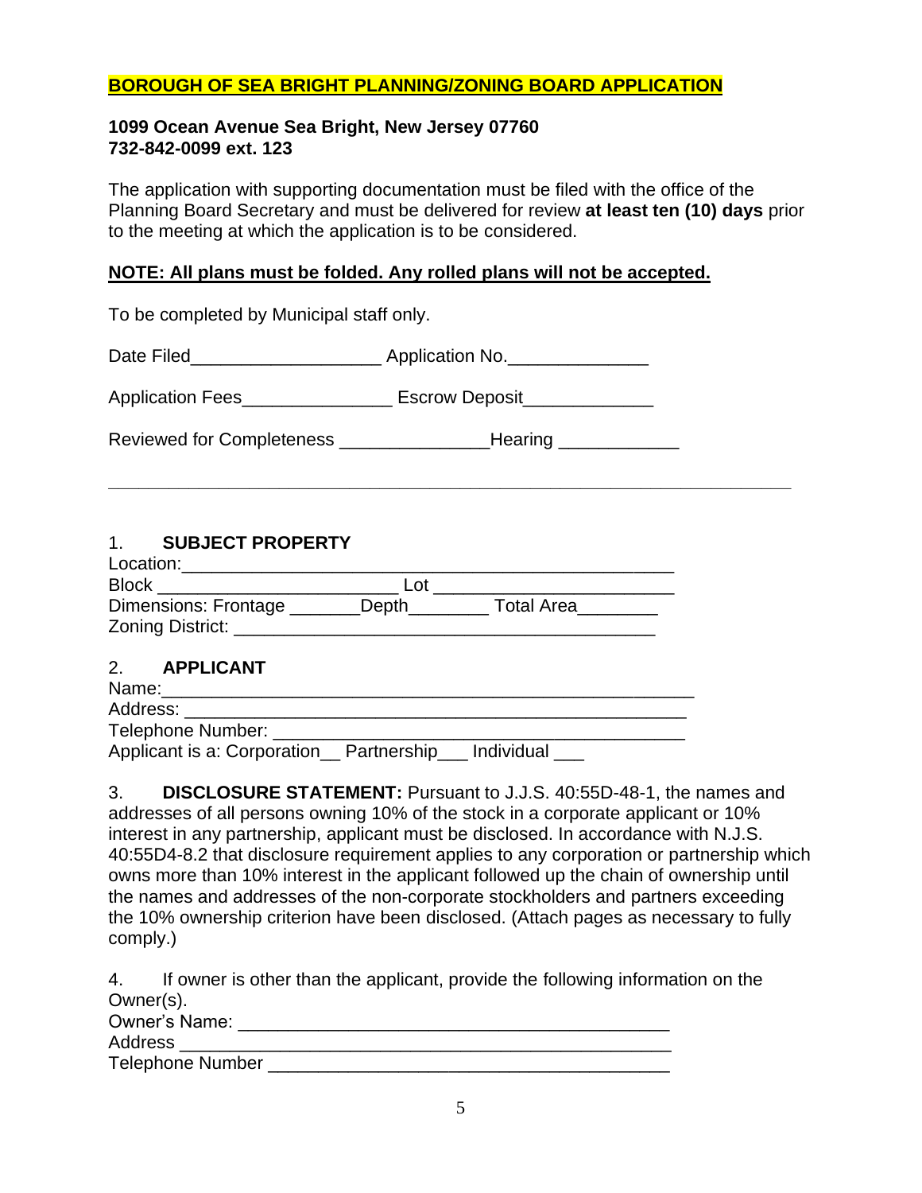**BOROUGH OF SEA BRIGHT PLANNING/ZONING BOARD APPLICATION**

**1099 Ocean Avenue Sea Bright, New Jersey 07760**
**732-842-0099 ext. 123**

The application with supporting documentation must be filed with the office of the Planning Board Secretary and must be delivered for review **at least ten (10) days** prior to the meeting at which the application is to be considered.

**NOTE: All plans must be folded. Any rolled plans will not be accepted.**

To be completed by Municipal staff only.

Date Filed__________________ Application No.______________

Application Fees_______________ Escrow Deposit_____________

Reviewed for Completeness _______________Hearing ____________

---

1. **SUBJECT PROPERTY**

Location:_____________________________________________________
Block ________________________ Lot ________________________
Dimensions: Frontage _______Depth________ Total Area________
Zoning District: __________________________________________

2. **APPLICANT**

Name:________________________________________________________
Address: _____________________________________________________
Telephone Number: _____________________________________________
Applicant is a: Corporation__ Partnership___ Individual ___

3. **DISCLOSURE STATEMENT:** Pursuant to J.J.S. 40:55D-48-1, the names and addresses of all persons owning 10% of the stock in a corporate applicant or 10% interest in any partnership, applicant must be disclosed. In accordance with N.J.S. 40:55D4-8.2 that disclosure requirement applies to any corporation or partnership which owns more than 10% interest in the applicant followed up the chain of ownership until the names and addresses of the non-corporate stockholders and partners exceeding the 10% ownership criterion have been disclosed. (Attach pages as necessary to fully comply.)

4. If owner is other than the applicant, provide the following information on the Owner(s).

Owner's Name: ____________________________________________
Address _________________________________________________
Telephone Number ________________________________________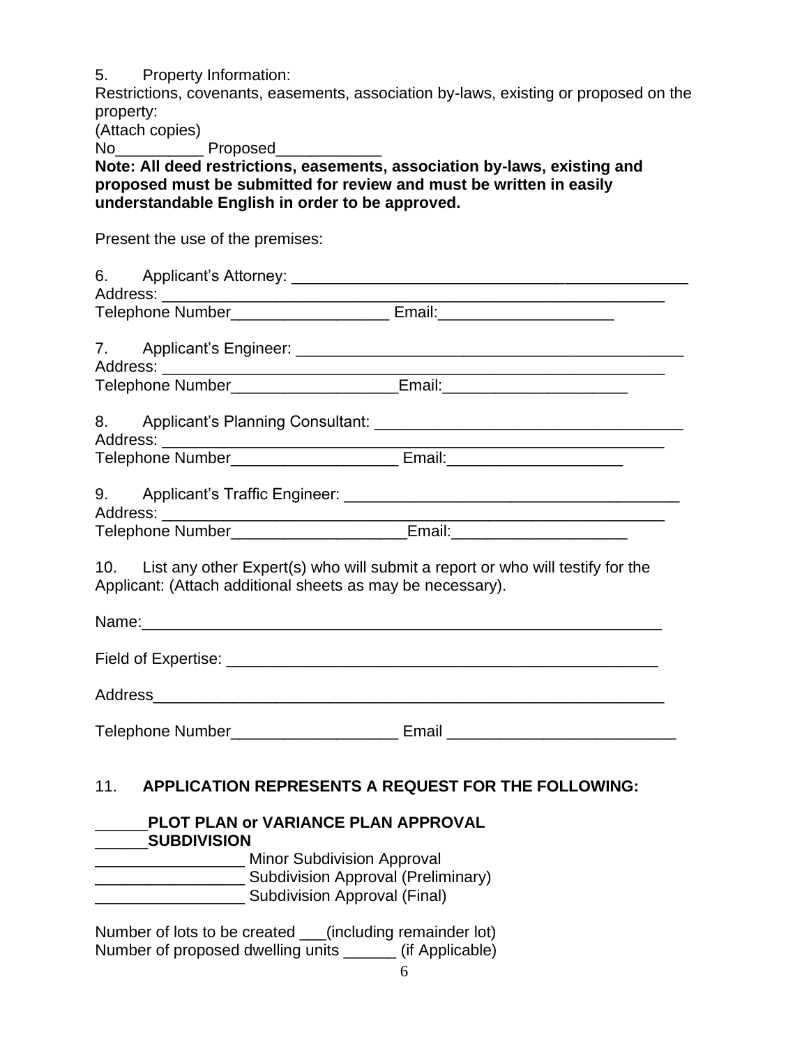5. Property Information:

Restrictions, covenants, easements, association by-laws, existing or proposed on the property:

(Attach copies)

No__________ Proposed____________

**Note: All deed restrictions, easements, association by-laws, existing and proposed must be submitted for review and must be written in easily understandable English in order to be approved.**

Present the use of the premises:

6. Applicant's Attorney: _______________________________________________

Address: _______________________________________________________

Telephone Number__________________ Email:____________________

7. Applicant's Engineer: _______________________________________________

Address: _______________________________________________________

Telephone Number___________________Email:_____________________

8. Applicant's Planning Consultant: ___________________________________

Address: _______________________________________________________

Telephone Number___________________ Email:____________________

9. Applicant's Traffic Engineer: _______________________________________

Address: _______________________________________________________

Telephone Number____________________Email:____________________

10. List any other Expert(s) who will submit a report or who will testify for the Applicant: (Attach additional sheets as may be necessary).

Name:_____________________________________________________________

Field of Expertise: ___________________________________________________

Address____________________________________________________________

Telephone Number___________________ Email __________________________

11. **APPLICATION REPRESENTS A REQUEST FOR THE FOLLOWING:**

______**PLOT PLAN or VARIANCE PLAN APPROVAL**

______**SUBDIVISION**

_________________ Minor Subdivision Approval

_________________ Subdivision Approval (Preliminary)

_________________ Subdivision Approval (Final)

Number of lots to be created ___(including remainder lot)

Number of proposed dwelling units ______ (if Applicable)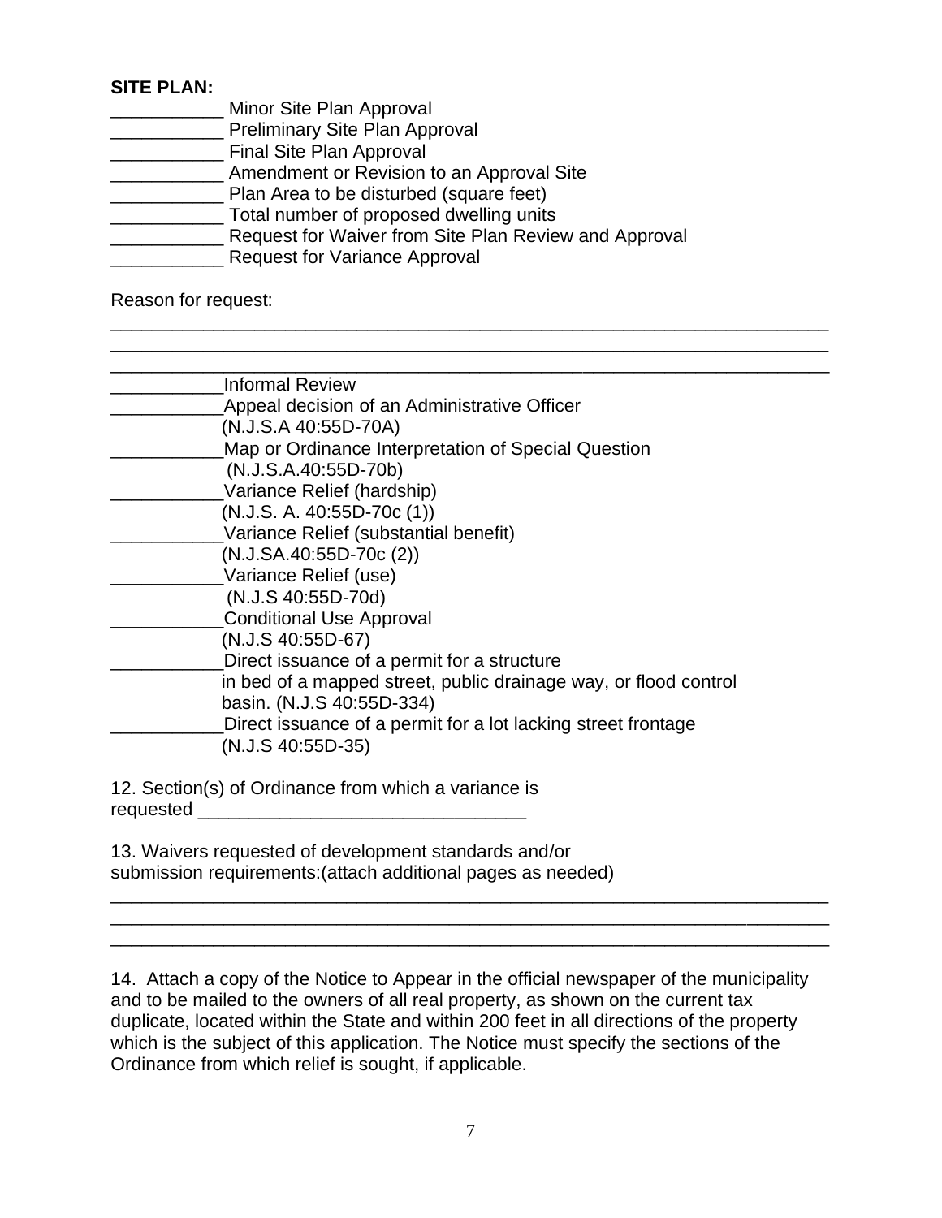**SITE PLAN:**

___________ Minor Site Plan Approval
___________ Preliminary Site Plan Approval
___________ Final Site Plan Approval
___________ Amendment or Revision to an Approval Site
___________ Plan Area to be disturbed (square feet)
___________ Total number of proposed dwelling units
___________ Request for Waiver from Site Plan Review and Approval
___________ Request for Variance Approval

Reason for request:

______________________________________________________________________
______________________________________________________________________
______________________________________________________________________

___________Informal Review
___________Appeal decision of an Administrative Officer
(N.J.S.A 40:55D-70A)
___________Map or Ordinance Interpretation of Special Question
(N.J.S.A.40:55D-70b)
___________Variance Relief (hardship)
(N.J.S. A. 40:55D-70c (1))
___________Variance Relief (substantial benefit)
(N.J.SA.40:55D-70c (2))
___________Variance Relief (use)
(N.J.S 40:55D-70d)
___________Conditional Use Approval
(N.J.S 40:55D-67)
___________Direct issuance of a permit for a structure
in bed of a mapped street, public drainage way, or flood control basin. (N.J.S 40:55D-334)
___________Direct issuance of a permit for a lot lacking street frontage
(N.J.S 40:55D-35)

12. Section(s) of Ordinance from which a variance is requested ________________________________

13. Waivers requested of development standards and/or submission requirements:(attach additional pages as needed)

______________________________________________________________________
______________________________________________________________________
______________________________________________________________________

14. Attach a copy of the Notice to Appear in the official newspaper of the municipality and to be mailed to the owners of all real property, as shown on the current tax duplicate, located within the State and within 200 feet in all directions of the property which is the subject of this application. The Notice must specify the sections of the Ordinance from which relief is sought, if applicable.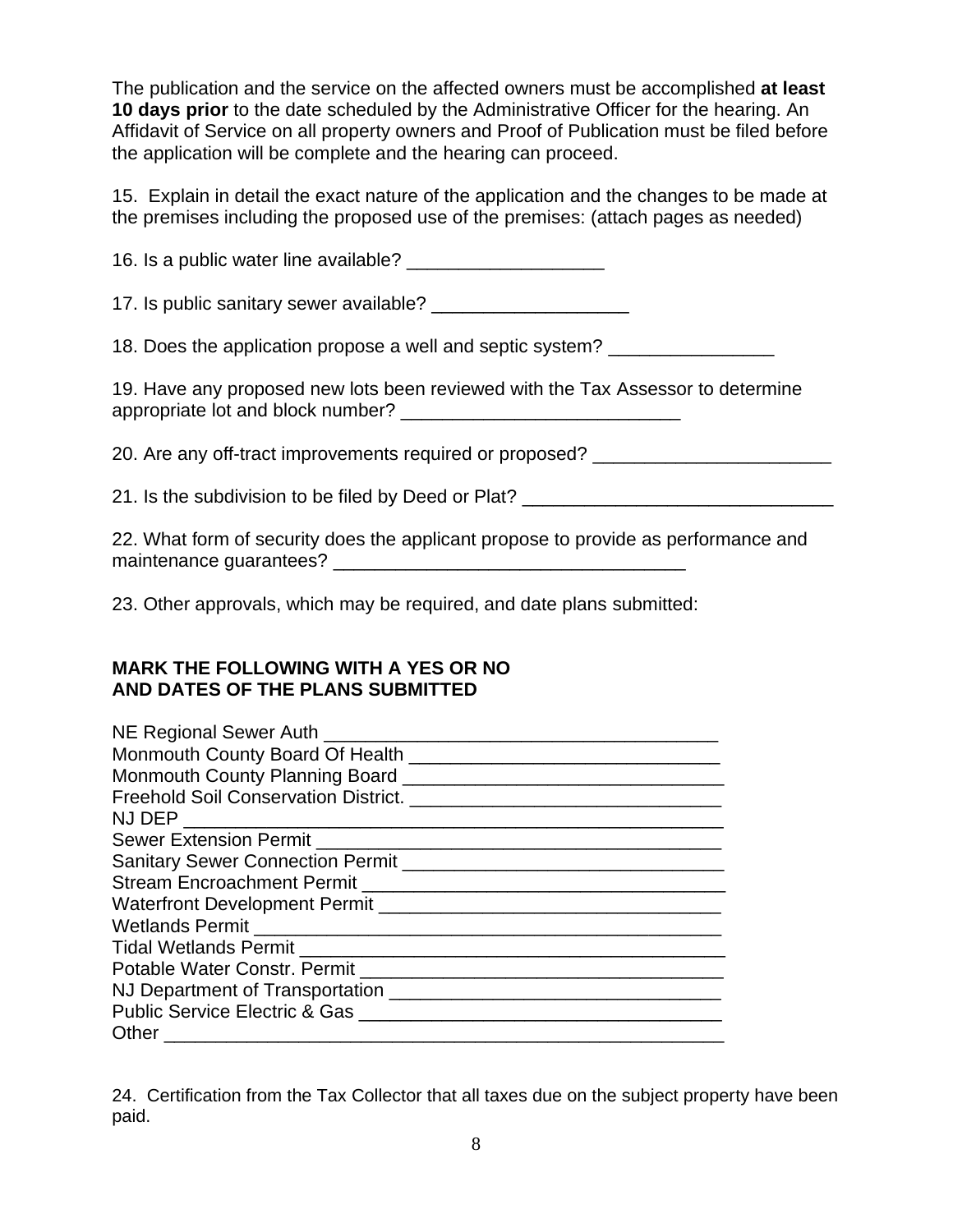The publication and the service on the affected owners must be accomplished **at least 10 days prior** to the date scheduled by the Administrative Officer for the hearing. An Affidavit of Service on all property owners and Proof of Publication must be filed before the application will be complete and the hearing can proceed.

15. Explain in detail the exact nature of the application and the changes to be made at the premises including the proposed use of the premises: (attach pages as needed)

16. Is a public water line available? ___________________

17. Is public sanitary sewer available? ___________________

18. Does the application propose a well and septic system? ________________

19. Have any proposed new lots been reviewed with the Tax Assessor to determine appropriate lot and block number? ___________________________

20. Are any off-tract improvements required or proposed? _______________________

21. Is the subdivision to be filed by Deed or Plat? ______________________________

22. What form of security does the applicant propose to provide as performance and maintenance guarantees? __________________________________

23. Other approvals, which may be required, and date plans submitted:

**MARK THE FOLLOWING WITH A YES OR NO AND DATES OF THE PLANS SUBMITTED**

NE Regional Sewer Auth ______________________________________
Monmouth County Board Of Health ______________________________
Monmouth County Planning Board _______________________________
Freehold Soil Conservation District. ______________________________
NJ DEP _____________________________________________________
Sewer Extension Permit _______________________________________
Sanitary Sewer Connection Permit _______________________________
Stream Encroachment Permit ___________________________________
Waterfront Development Permit _________________________________
Wetlands Permit _____________________________________________
Tidal Wetlands Permit _________________________________________
Potable Water Constr. Permit ___________________________________
NJ Department of Transportation _______________________________
Public Service Electric & Gas ___________________________________
Other ______________________________________________________

24. Certification from the Tax Collector that all taxes due on the subject property have been paid.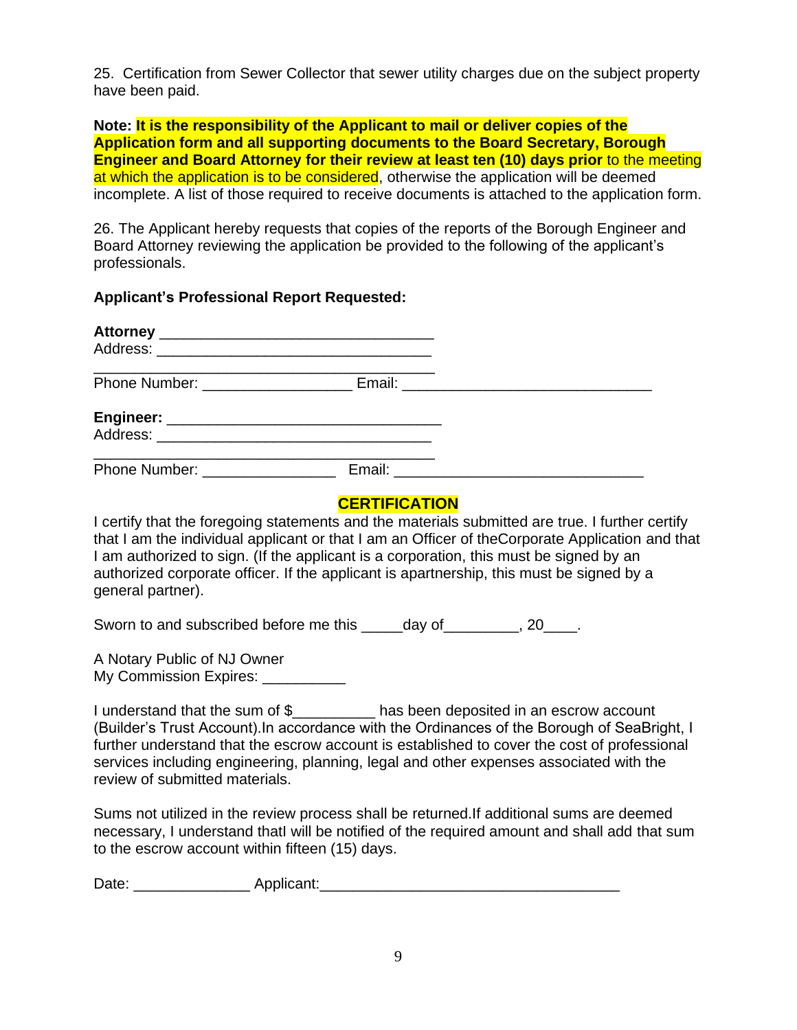25. Certification from Sewer Collector that sewer utility charges due on the subject property have been paid.

**Note: It is the responsibility of the Applicant to mail or deliver copies of the Application form and all supporting documents to the Board Secretary, Borough Engineer and Board Attorney for their review at least ten (10) days prior** to the meeting at which the application is to be considered, otherwise the application will be deemed incomplete. A list of those required to receive documents is attached to the application form.

26. The Applicant hereby requests that copies of the reports of the Borough Engineer and Board Attorney reviewing the application be provided to the following of the applicant's professionals.

**Applicant's Professional Report Requested:**

**Attorney** ________________________________
Address: ________________________________
________________________________________
Phone Number: _________________ Email: _____________________________

**Engineer:** ________________________________
Address: ________________________________
________________________________________
Phone Number: _______________ Email: _____________________________

## CERTIFICATION

I certify that the foregoing statements and the materials submitted are true. I further certify that I am the individual applicant or that I am an Officer of theCorporate Application and that I am authorized to sign. (If the applicant is a corporation, this must be signed by an authorized corporate officer. If the applicant is apartnership, this must be signed by a general partner).

Sworn to and subscribed before me this _____day of_________, 20____.

A Notary Public of NJ Owner
My Commission Expires: __________

I understand that the sum of $__________ has been deposited in an escrow account (Builder's Trust Account).In accordance with the Ordinances of the Borough of SeaBright, I further understand that the escrow account is established to cover the cost of professional services including engineering, planning, legal and other expenses associated with the review of submitted materials.

Sums not utilized in the review process shall be returned.If additional sums are deemed necessary, I understand thatI will be notified of the required amount and shall add that sum to the escrow account within fifteen (15) days.

Date: ______________ Applicant:___________________________________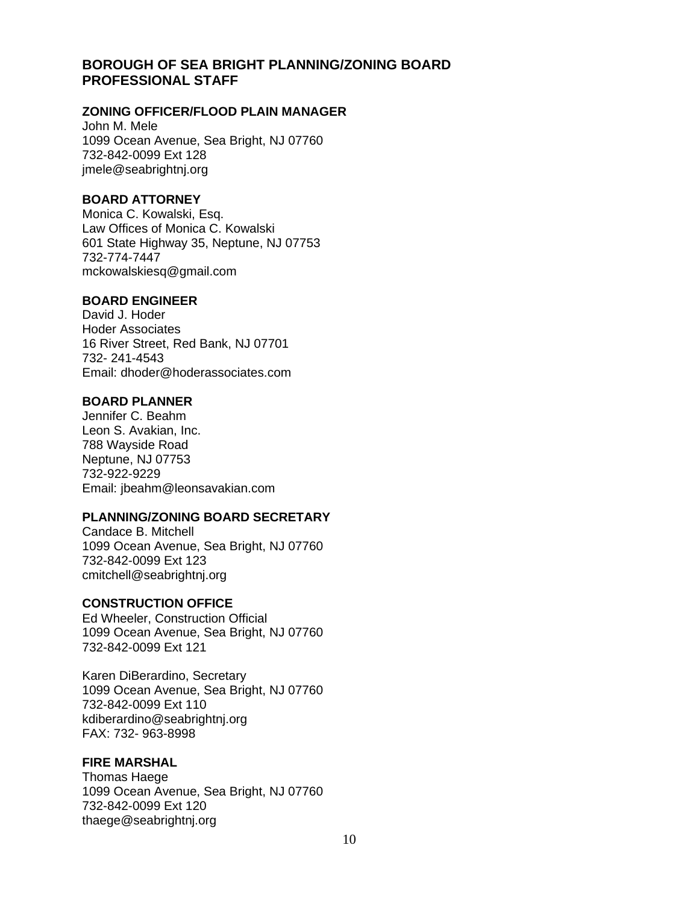## BOROUGH OF SEA BRIGHT PLANNING/ZONING BOARD PROFESSIONAL STAFF

**ZONING OFFICER/FLOOD PLAIN MANAGER**
John M. Mele
1099 Ocean Avenue, Sea Bright, NJ 07760
732-842-0099 Ext 128
jmele@seabrightnj.org

**BOARD ATTORNEY**
Monica C. Kowalski, Esq.
Law Offices of Monica C. Kowalski
601 State Highway 35, Neptune, NJ 07753
732-774-7447
mckowalskiesq@gmail.com

**BOARD ENGINEER**
David J. Hoder
Hoder Associates
16 River Street, Red Bank, NJ 07701
732- 241-4543
Email: dhoder@hoderassociates.com

**BOARD PLANNER**
Jennifer C. Beahm
Leon S. Avakian, Inc.
788 Wayside Road
Neptune, NJ 07753
732-922-9229
Email: jbeahm@leonsavakian.com

**PLANNING/ZONING BOARD SECRETARY**
Candace B. Mitchell
1099 Ocean Avenue, Sea Bright, NJ 07760
732-842-0099 Ext 123
cmitchell@seabrightnj.org

**CONSTRUCTION OFFICE**
Ed Wheeler, Construction Official
1099 Ocean Avenue, Sea Bright, NJ 07760
732-842-0099 Ext 121

Karen DiBerardino, Secretary
1099 Ocean Avenue, Sea Bright, NJ 07760
732-842-0099 Ext 110
kdiberardino@seabrightnj.org
FAX: 732- 963-8998

**FIRE MARSHAL**
Thomas Haege
1099 Ocean Avenue, Sea Bright, NJ 07760
732-842-0099 Ext 120
thaege@seabrightnj.org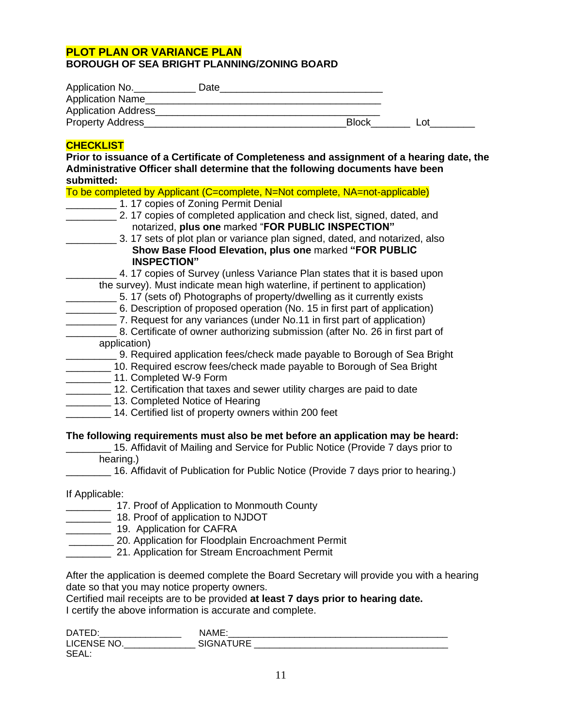## PLOT PLAN OR VARIANCE PLAN

**BOROUGH OF SEA BRIGHT PLANNING/ZONING BOARD**

Application No.___________ Date_____________________________

Application Name__________________________________________

Application Address_________________________________________

Property Address___________________________________Block_______ Lot________

## CHECKLIST

**Prior to issuance of a Certificate of Completeness and assignment of a hearing date, the Administrative Officer shall determine that the following documents have been submitted:**

To be completed by Applicant (C=complete, N=Not complete, NA=not-applicable)

_________ 1. 17 copies of Zoning Permit Denial

_________ 2. 17 copies of completed application and check list, signed, dated, and notarized, **plus one** marked "**FOR PUBLIC INSPECTION"**

_________ 3. 17 sets of plot plan or variance plan signed, dated, and notarized, also **Show Base Flood Elevation, plus one** marked **"FOR PUBLIC INSPECTION"**

_________ 4. 17 copies of Survey (unless Variance Plan states that it is based upon the survey). Must indicate mean high waterline, if pertinent to application)

_________ 5. 17 (sets of) Photographs of property/dwelling as it currently exists

_________ 6. Description of proposed operation (No. 15 in first part of application)

_________ 7. Request for any variances (under No.11 in first part of application)

_________ 8. Certificate of owner authorizing submission (after No. 26 in first part of application)

_________ 9. Required application fees/check made payable to Borough of Sea Bright

________ 10. Required escrow fees/check made payable to Borough of Sea Bright

________ 11. Completed W-9 Form

________ 12. Certification that taxes and sewer utility charges are paid to date

________ 13. Completed Notice of Hearing

________ 14. Certified list of property owners within 200 feet

**The following requirements must also be met before an application may be heard:**

________ 15. Affidavit of Mailing and Service for Public Notice (Provide 7 days prior to hearing.)

________ 16. Affidavit of Publication for Public Notice (Provide 7 days prior to hearing.)

If Applicable:

________ 17. Proof of Application to Monmouth County

________ 18. Proof of application to NJDOT

________ 19. Application for CAFRA

________ 20. Application for Floodplain Encroachment Permit

________ 21. Application for Stream Encroachment Permit

After the application is deemed complete the Board Secretary will provide you with a hearing date so that you may notice property owners.

Certified mail receipts are to be provided **at least 7 days prior to hearing date.**

I certify the above information is accurate and complete.

DATED:________________ NAME:__________________________________________

LICENSE NO.______________ SIGNATURE ____________________________________

SEAL: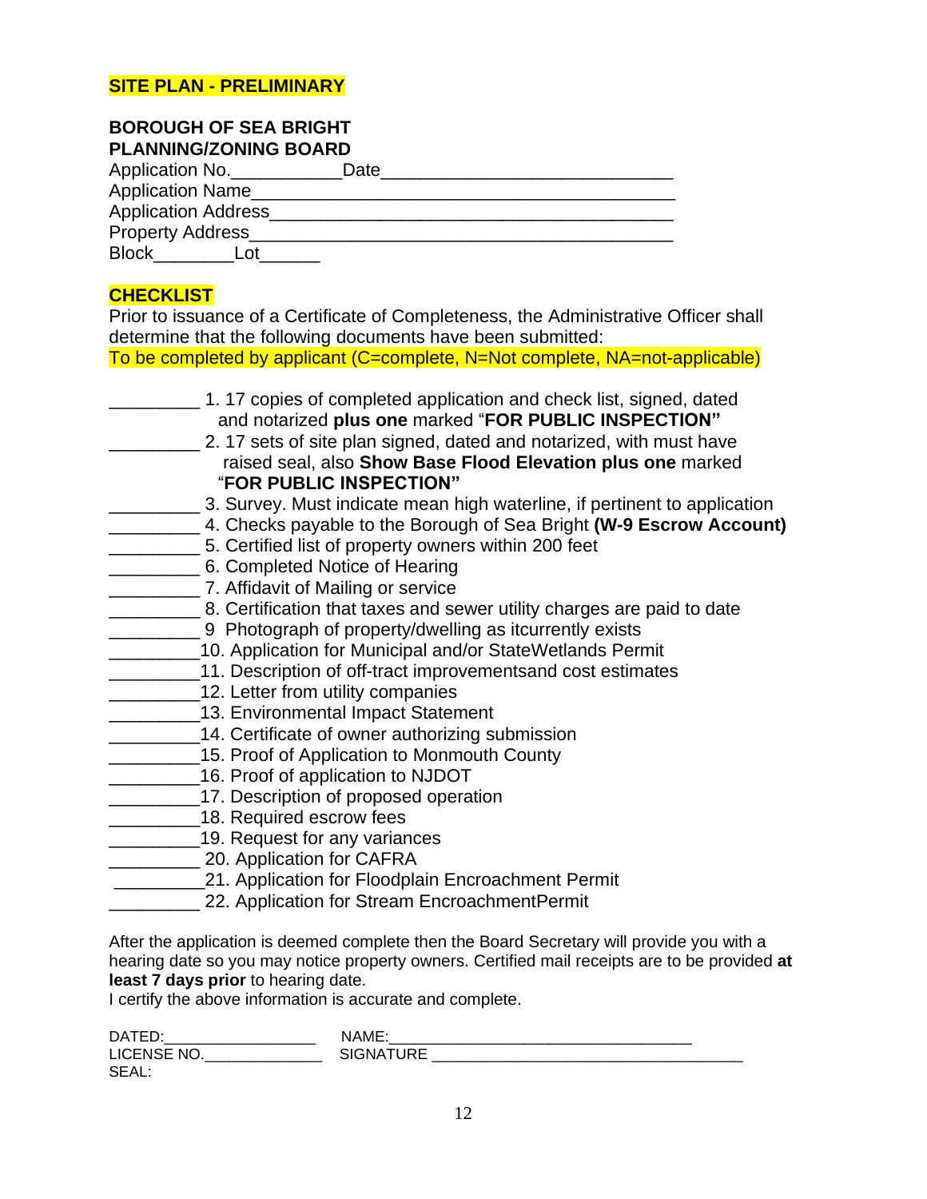**SITE PLAN - PRELIMINARY**

**BOROUGH OF SEA BRIGHT**
**PLANNING/ZONING BOARD**

Application No.___________Date_____________________________
Application Name___________________________________________
Application Address_________________________________________
Property Address___________________________________________
Block________Lot______

**CHECKLIST**

Prior to issuance of a Certificate of Completeness, the Administrative Officer shall determine that the following documents have been submitted:

To be completed by applicant (C=complete, N=Not complete, NA=not-applicable)

_________ 1. 17 copies of completed application and check list, signed, dated and notarized **plus one** marked "**FOR PUBLIC INSPECTION"**
_________ 2. 17 sets of site plan signed, dated and notarized, with must have raised seal, also **Show Base Flood Elevation plus one** marked "**FOR PUBLIC INSPECTION"**
_________ 3. Survey. Must indicate mean high waterline, if pertinent to application
_________ 4. Checks payable to the Borough of Sea Bright **(W-9 Escrow Account)**
_________ 5. Certified list of property owners within 200 feet
_________ 6. Completed Notice of Hearing
_________ 7. Affidavit of Mailing or service
_________ 8. Certification that taxes and sewer utility charges are paid to date
_________ 9 Photograph of property/dwelling as itcurrently exists
_________10. Application for Municipal and/or StateWetlands Permit
_________11. Description of off-tract improvementsand cost estimates
_________12. Letter from utility companies
_________13. Environmental Impact Statement
_________14. Certificate of owner authorizing submission
_________15. Proof of Application to Monmouth County
_________16. Proof of application to NJDOT
_________17. Description of proposed operation
_________18. Required escrow fees
_________19. Request for any variances
_________ 20. Application for CAFRA
_________21. Application for Floodplain Encroachment Permit
_________ 22. Application for Stream EncroachmentPermit

After the application is deemed complete then the Board Secretary will provide you with a hearing date so you may notice property owners. Certified mail receipts are to be provided **at least 7 days prior** to hearing date.

I certify the above information is accurate and complete.

DATED:__________________ NAME:___________________________________
LICENSE NO.______________ SIGNATURE ___________________________________
SEAL: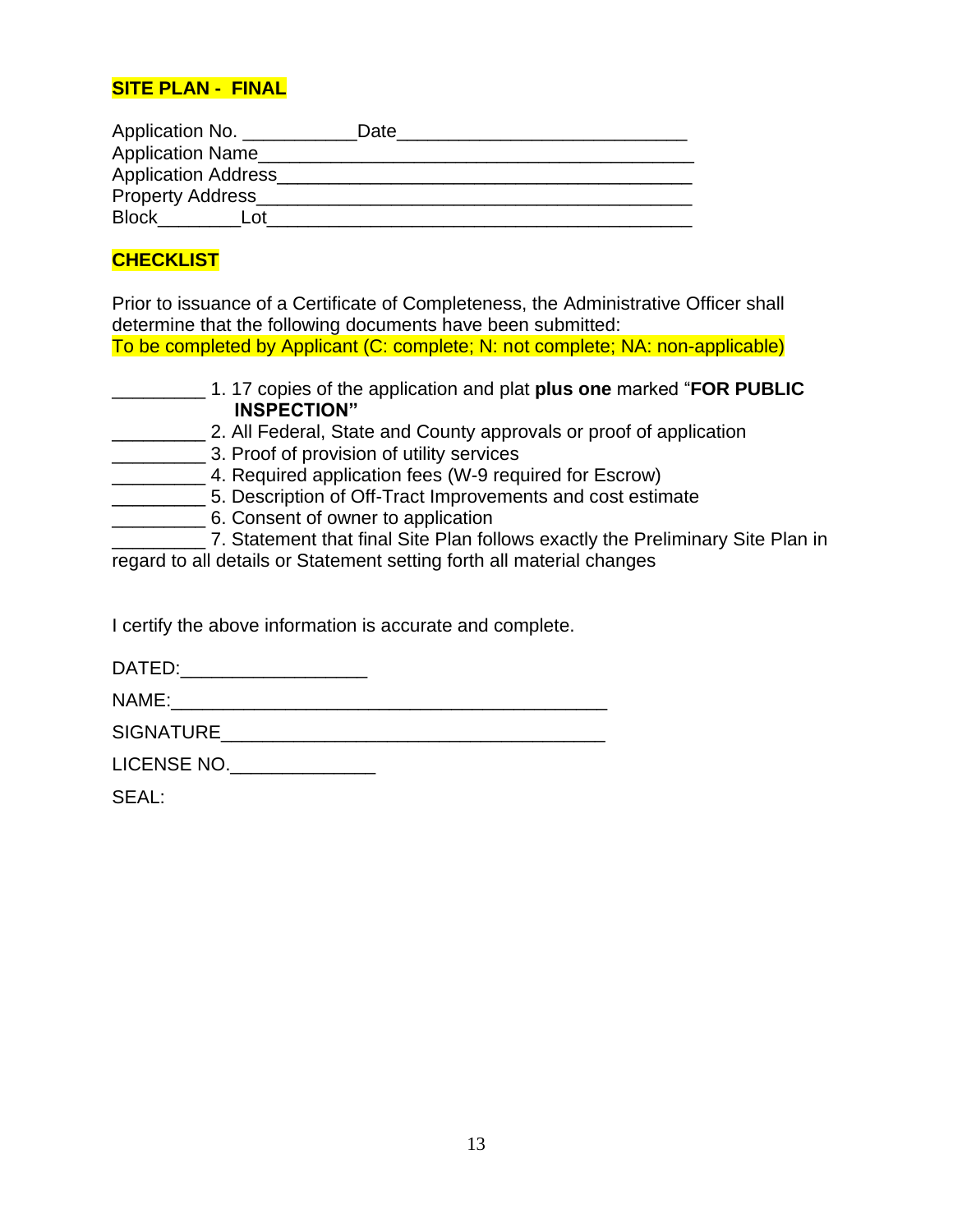## SITE PLAN - FINAL

Application No. ___________ Date___________________________

Application Name_________________________________________

Application Address_______________________________________

Property Address_________________________________________

Block________Lot________________________________________

## CHECKLIST

Prior to issuance of a Certificate of Completeness, the Administrative Officer shall determine that the following documents have been submitted:

To be completed by Applicant (C: complete; N: not complete; NA: non-applicable)

_________ 1. 17 copies of the application and plat **plus one** marked "**FOR PUBLIC INSPECTION"**

_________ 2. All Federal, State and County approvals or proof of application

_________ 3. Proof of provision of utility services

_________ 4. Required application fees (W-9 required for Escrow)

_________ 5. Description of Off-Tract Improvements and cost estimate

_________ 6. Consent of owner to application

_________ 7. Statement that final Site Plan follows exactly the Preliminary Site Plan in regard to all details or Statement setting forth all material changes

I certify the above information is accurate and complete.

DATED:__________________

NAME:__________________________________________

SIGNATURE_____________________________________

LICENSE NO.______________

SEAL: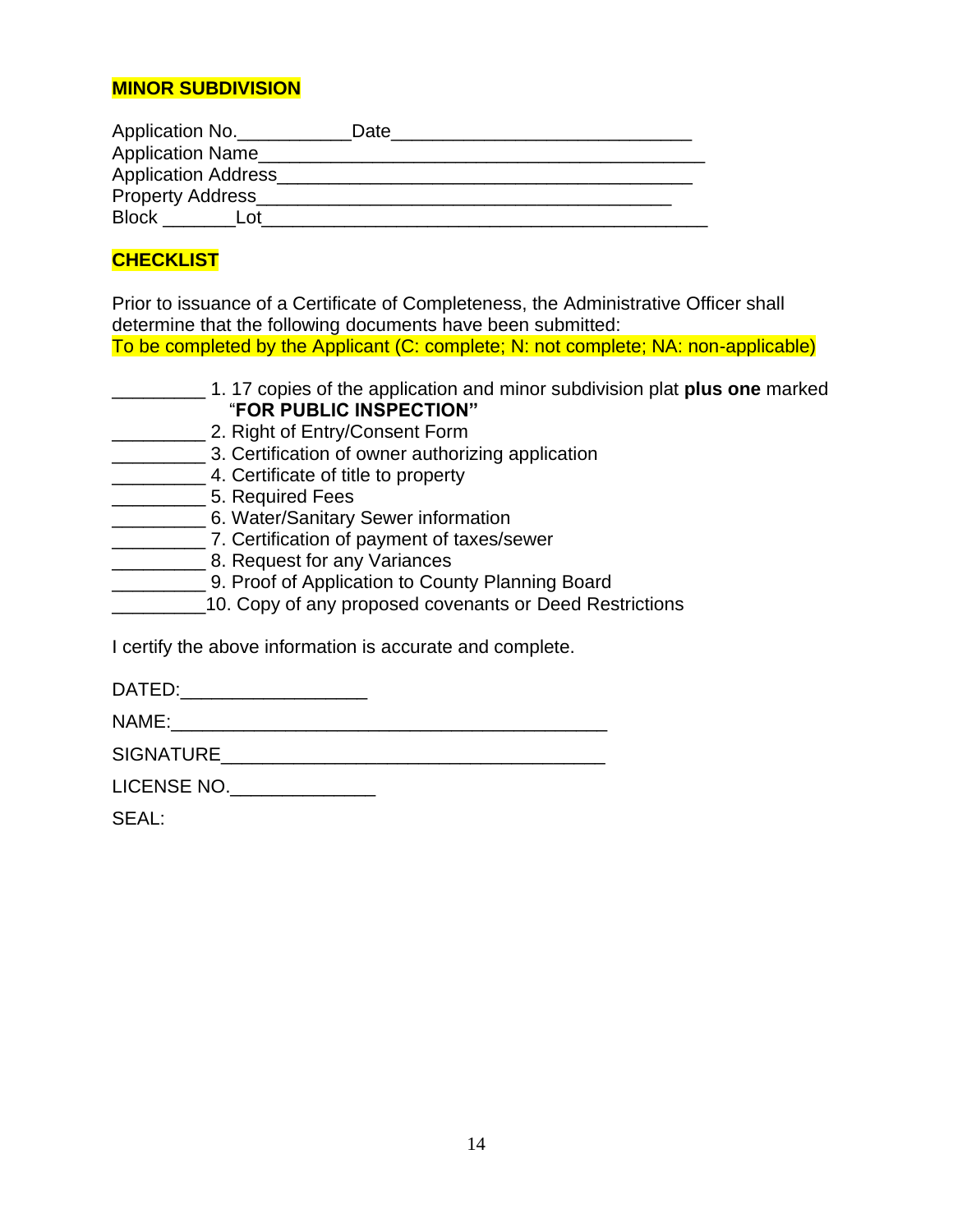## MINOR SUBDIVISION

Application No.___________Date_____________________________
Application Name___________________________________________
Application Address_________________________________________
Property Address___________________________________________
Block _______Lot___________________________________________

## CHECKLIST

Prior to issuance of a Certificate of Completeness, the Administrative Officer shall determine that the following documents have been submitted:
To be completed by the Applicant (C: complete; N: not complete; NA: non-applicable)

_________ 1. 17 copies of the application and minor subdivision plat **plus one** marked "**FOR PUBLIC INSPECTION"**
_________ 2. Right of Entry/Consent Form
_________ 3. Certification of owner authorizing application
_________ 4. Certificate of title to property
_________ 5. Required Fees
_________ 6. Water/Sanitary Sewer information
_________ 7. Certification of payment of taxes/sewer
_________ 8. Request for any Variances
_________ 9. Proof of Application to County Planning Board
_________10. Copy of any proposed covenants or Deed Restrictions

I certify the above information is accurate and complete.

DATED:_________________

NAME:__________________________________________

SIGNATURE____________________________________

LICENSE NO._____________

SEAL: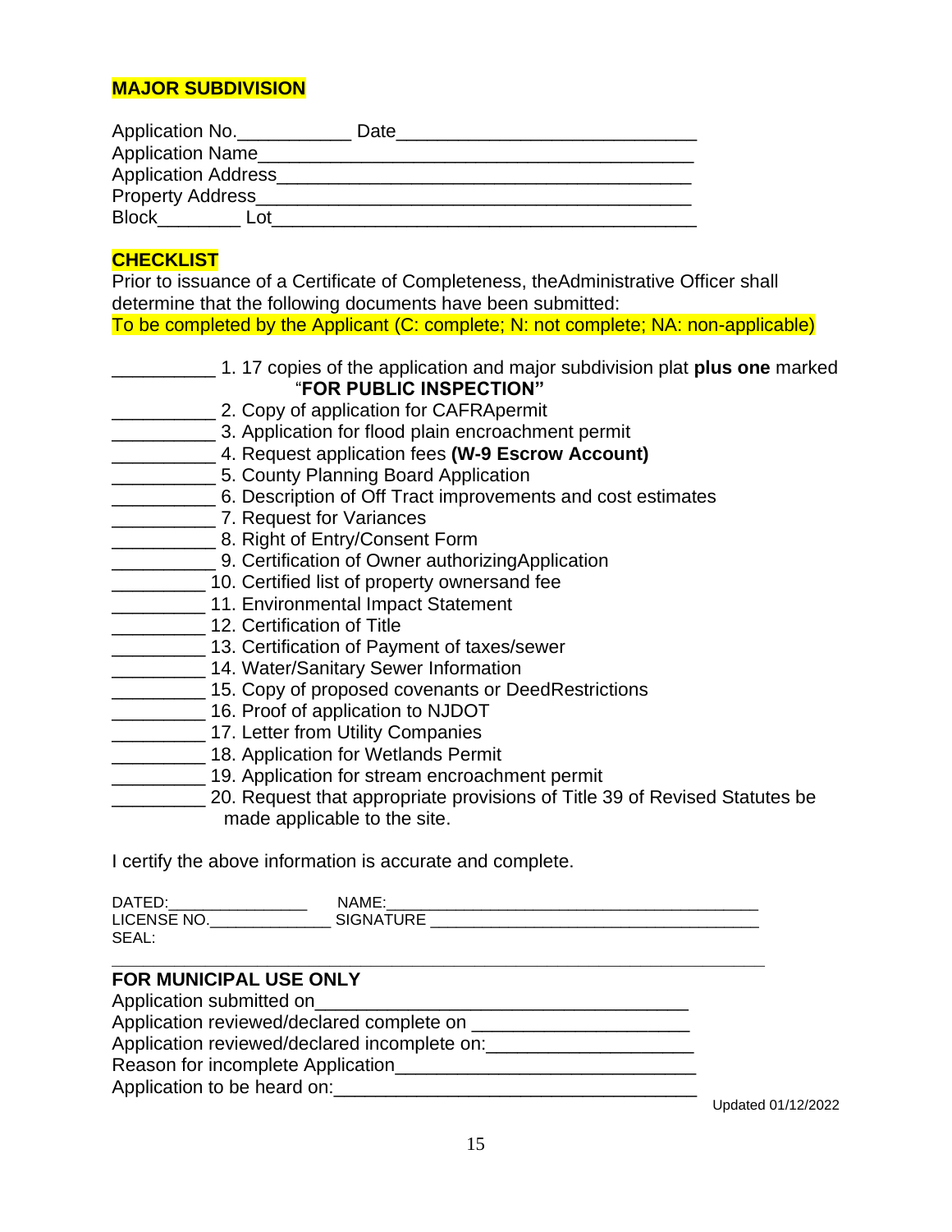## MAJOR SUBDIVISION

Application No.___________ Date_____________________________
Application Name___________________________________________
Application Address_________________________________________
Property Address___________________________________________
Block________ Lot__________________________________________

## CHECKLIST

Prior to issuance of a Certificate of Completeness, theAdministrative Officer shall determine that the following documents have been submitted:
To be completed by the Applicant (C: complete; N: not complete; NA: non-applicable)

__________ 1. 17 copies of the application and major subdivision plat **plus one** marked "**FOR PUBLIC INSPECTION"**
__________ 2. Copy of application for CAFRApermit
__________ 3. Application for flood plain encroachment permit
__________ 4. Request application fees **(W-9 Escrow Account)**
__________ 5. County Planning Board Application
__________ 6. Description of Off Tract improvements and cost estimates
__________ 7. Request for Variances
__________ 8. Right of Entry/Consent Form
__________ 9. Certification of Owner authorizingApplication
_________ 10. Certified list of property ownersand fee
_________ 11. Environmental Impact Statement
_________ 12. Certification of Title
_________ 13. Certification of Payment of taxes/sewer
_________ 14. Water/Sanitary Sewer Information
_________ 15. Copy of proposed covenants or DeedRestrictions
_________ 16. Proof of application to NJDOT
_________ 17. Letter from Utility Companies
_________ 18. Application for Wetlands Permit
_________ 19. Application for stream encroachment permit
_________ 20. Request that appropriate provisions of Title 39 of Revised Statutes be made applicable to the site.

I certify the above information is accurate and complete.

DATED:________________ NAME:_________________________________________
LICENSE NO.______________ SIGNATURE ____________________________________
SEAL:

---

### FOR MUNICIPAL USE ONLY

Application submitted on_____________________________________
Application reviewed/declared complete on _____________________
Application reviewed/declared incomplete on:____________________
Reason for incomplete Application_____________________________
Application to be heard on:___________________________________

Updated 01/12/2022